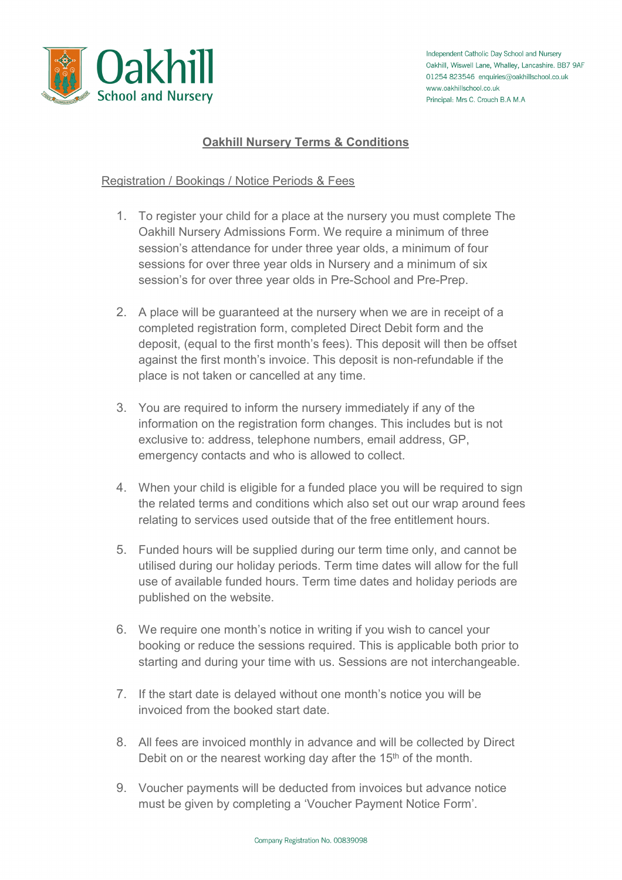Independent Catholic Day School and Nursery
Oakhill, Wiswell Lane, Whalley, Lancashire. BB7 9AF
01254 823546 enquiries@oakhillschool.co.uk
www.oakhillschool.co.uk
Principal: Mrs C. Crouch B.A M.A

# Oakhill Nursery Terms & Conditions

## Registration / Bookings / Notice Periods & Fees

1. To register your child for a place at the nursery you must complete The Oakhill Nursery Admissions Form. We require a minimum of three session's attendance for under three year olds, a minimum of four sessions for over three year olds in Nursery and a minimum of six session's for over three year olds in Pre-School and Pre-Prep.

2. A place will be guaranteed at the nursery when we are in receipt of a completed registration form, completed Direct Debit form and the deposit, (equal to the first month's fees). This deposit will then be offset against the first month's invoice. This deposit is non-refundable if the place is not taken or cancelled at any time.

3. You are required to inform the nursery immediately if any of the information on the registration form changes. This includes but is not exclusive to: address, telephone numbers, email address, GP, emergency contacts and who is allowed to collect.

4. When your child is eligible for a funded place you will be required to sign the related terms and conditions which also set out our wrap around fees relating to services used outside that of the free entitlement hours.

5. Funded hours will be supplied during our term time only, and cannot be utilised during our holiday periods. Term time dates will allow for the full use of available funded hours. Term time dates and holiday periods are published on the website.

6. We require one month's notice in writing if you wish to cancel your booking or reduce the sessions required. This is applicable both prior to starting and during your time with us. Sessions are not interchangeable.

7. If the start date is delayed without one month's notice you will be invoiced from the booked start date.

8. All fees are invoiced monthly in advance and will be collected by Direct Debit on or the nearest working day after the 15th of the month.

9. Voucher payments will be deducted from invoices but advance notice must be given by completing a 'Voucher Payment Notice Form'.

Company Registration No. 00839098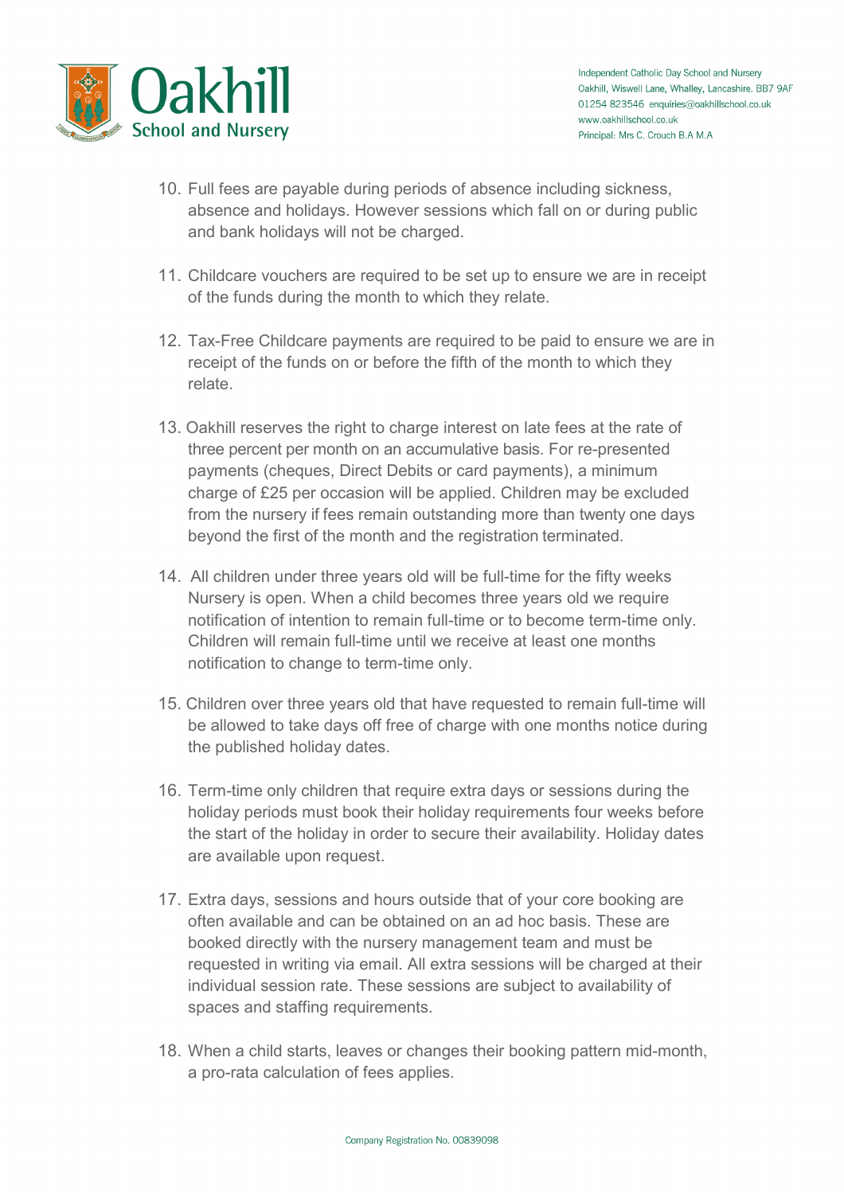10. Full fees are payable during periods of absence including sickness, absence and holidays. However sessions which fall on or during public and bank holidays will not be charged.

11. Childcare vouchers are required to be set up to ensure we are in receipt of the funds during the month to which they relate.

12. Tax-Free Childcare payments are required to be paid to ensure we are in receipt of the funds on or before the fifth of the month to which they relate.

13. Oakhill reserves the right to charge interest on late fees at the rate of three percent per month on an accumulative basis. For re-presented payments (cheques, Direct Debits or card payments), a minimum charge of £25 per occasion will be applied. Children may be excluded from the nursery if fees remain outstanding more than twenty one days beyond the first of the month and the registration terminated.

14. All children under three years old will be full-time for the fifty weeks Nursery is open. When a child becomes three years old we require notification of intention to remain full-time or to become term-time only. Children will remain full-time until we receive at least one months notification to change to term-time only.

15. Children over three years old that have requested to remain full-time will be allowed to take days off free of charge with one months notice during the published holiday dates.

16. Term-time only children that require extra days or sessions during the holiday periods must book their holiday requirements four weeks before the start of the holiday in order to secure their availability. Holiday dates are available upon request.

17. Extra days, sessions and hours outside that of your core booking are often available and can be obtained on an ad hoc basis. These are booked directly with the nursery management team and must be requested in writing via email. All extra sessions will be charged at their individual session rate. These sessions are subject to availability of spaces and staffing requirements.

18. When a child starts, leaves or changes their booking pattern mid-month, a pro-rata calculation of fees applies.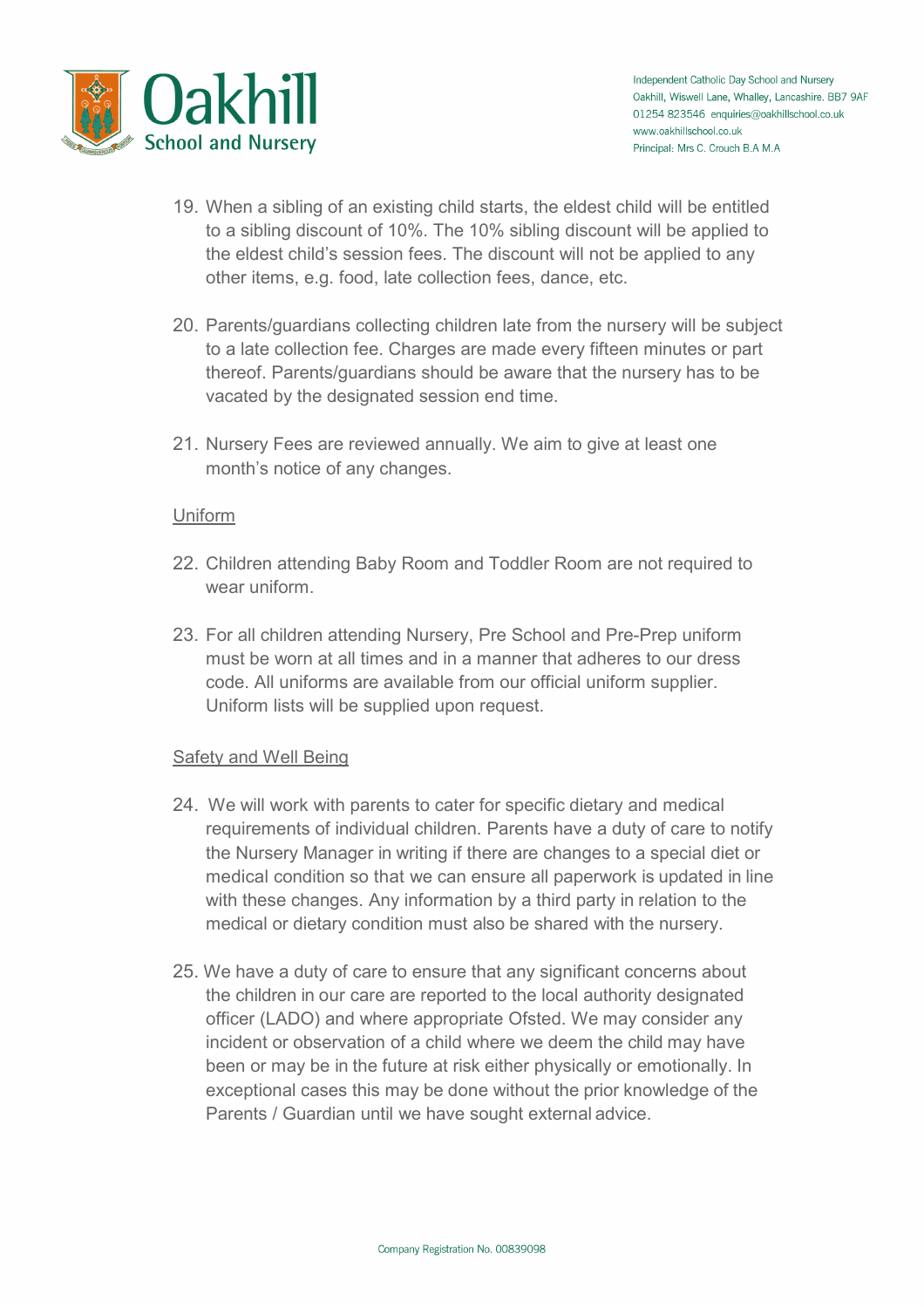19. When a sibling of an existing child starts, the eldest child will be entitled to a sibling discount of 10%. The 10% sibling discount will be applied to the eldest child's session fees. The discount will not be applied to any other items, e.g. food, late collection fees, dance, etc.

20. Parents/guardians collecting children late from the nursery will be subject to a late collection fee. Charges are made every fifteen minutes or part thereof. Parents/guardians should be aware that the nursery has to be vacated by the designated session end time.

21. Nursery Fees are reviewed annually. We aim to give at least one month's notice of any changes.

<u>Uniform</u>

22. Children attending Baby Room and Toddler Room are not required to wear uniform.

23. For all children attending Nursery, Pre School and Pre-Prep uniform must be worn at all times and in a manner that adheres to our dress code. All uniforms are available from our official uniform supplier. Uniform lists will be supplied upon request.

<u>Safety and Well Being</u>

24. We will work with parents to cater for specific dietary and medical requirements of individual children. Parents have a duty of care to notify the Nursery Manager in writing if there are changes to a special diet or medical condition so that we can ensure all paperwork is updated in line with these changes. Any information by a third party in relation to the medical or dietary condition must also be shared with the nursery.

25. We have a duty of care to ensure that any significant concerns about the children in our care are reported to the local authority designated officer (LADO) and where appropriate Ofsted. We may consider any incident or observation of a child where we deem the child may have been or may be in the future at risk either physically or emotionally. In exceptional cases this may be done without the prior knowledge of the Parents / Guardian until we have sought external advice.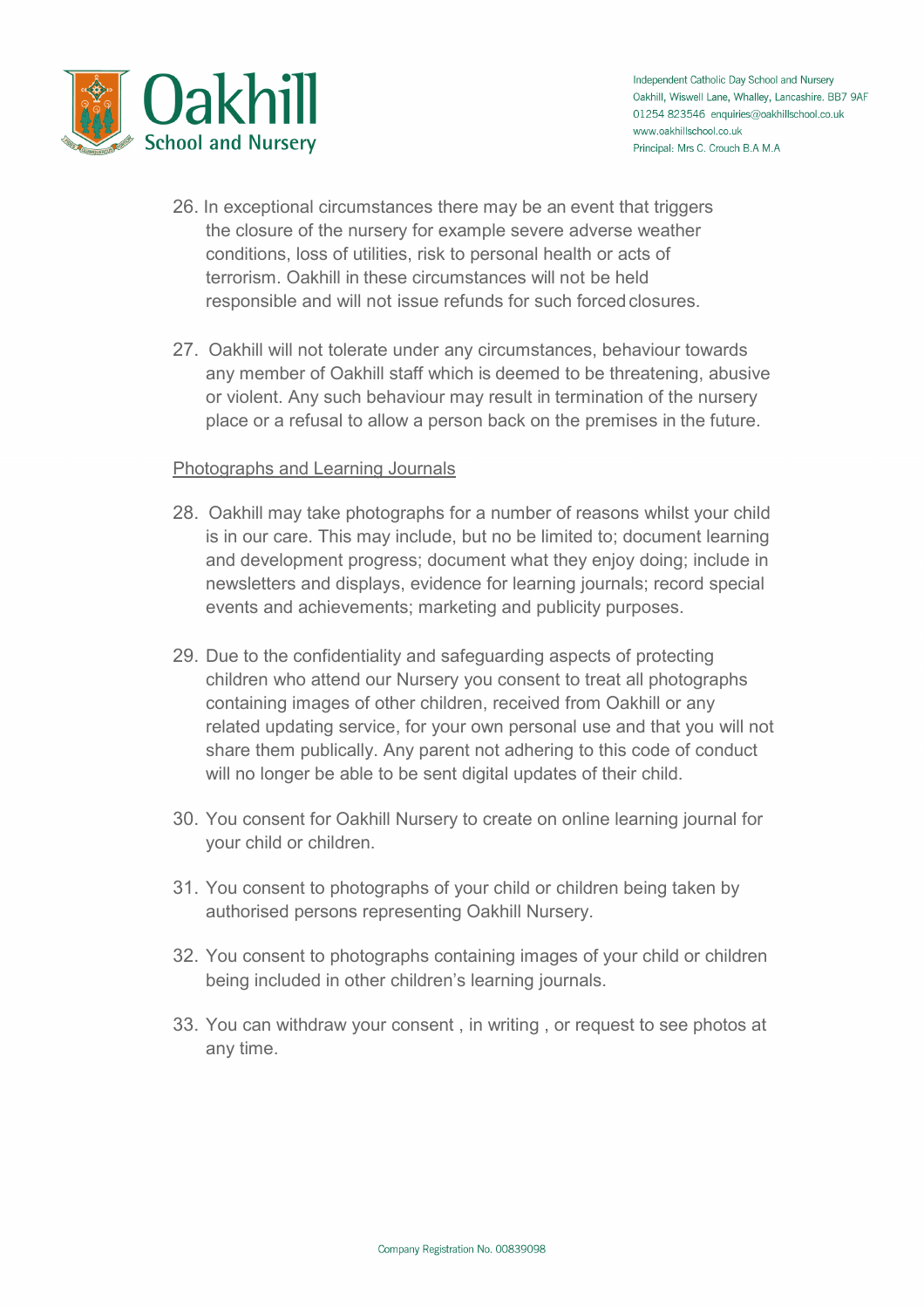26. In exceptional circumstances there may be an event that triggers the closure of the nursery for example severe adverse weather conditions, loss of utilities, risk to personal health or acts of terrorism. Oakhill in these circumstances will not be held responsible and will not issue refunds for such forced closures.

27. Oakhill will not tolerate under any circumstances, behaviour towards any member of Oakhill staff which is deemed to be threatening, abusive or violent. Any such behaviour may result in termination of the nursery place or a refusal to allow a person back on the premises in the future.

<u>Photographs and Learning Journals</u>

28. Oakhill may take photographs for a number of reasons whilst your child is in our care. This may include, but no be limited to; document learning and development progress; document what they enjoy doing; include in newsletters and displays, evidence for learning journals; record special events and achievements; marketing and publicity purposes.

29. Due to the confidentiality and safeguarding aspects of protecting children who attend our Nursery you consent to treat all photographs containing images of other children, received from Oakhill or any related updating service, for your own personal use and that you will not share them publically. Any parent not adhering to this code of conduct will no longer be able to be sent digital updates of their child.

30. You consent for Oakhill Nursery to create on online learning journal for your child or children.

31. You consent to photographs of your child or children being taken by authorised persons representing Oakhill Nursery.

32. You consent to photographs containing images of your child or children being included in other children's learning journals.

33. You can withdraw your consent , in writing , or request to see photos at any time.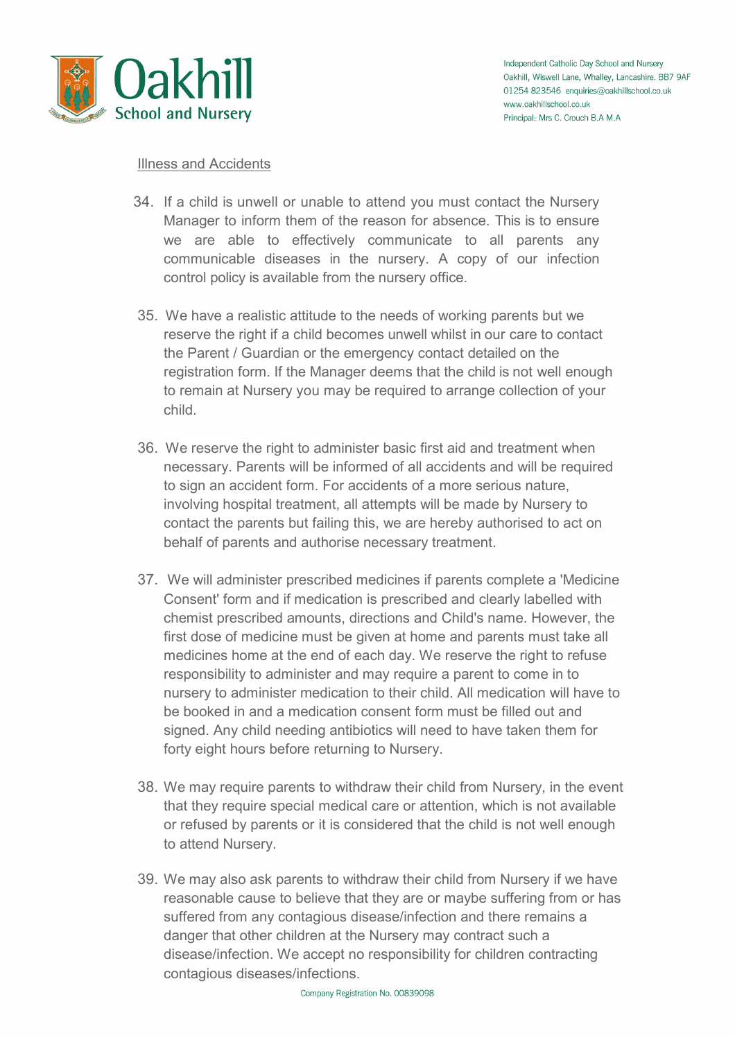Illness and Accidents

34. If a child is unwell or unable to attend you must contact the Nursery Manager to inform them of the reason for absence. This is to ensure we are able to effectively communicate to all parents any communicable diseases in the nursery. A copy of our infection control policy is available from the nursery office.

35. We have a realistic attitude to the needs of working parents but we reserve the right if a child becomes unwell whilst in our care to contact the Parent / Guardian or the emergency contact detailed on the registration form. If the Manager deems that the child is not well enough to remain at Nursery you may be required to arrange collection of your child.

36. We reserve the right to administer basic first aid and treatment when necessary. Parents will be informed of all accidents and will be required to sign an accident form. For accidents of a more serious nature, involving hospital treatment, all attempts will be made by Nursery to contact the parents but failing this, we are hereby authorised to act on behalf of parents and authorise necessary treatment.

37. We will administer prescribed medicines if parents complete a 'Medicine Consent' form and if medication is prescribed and clearly labelled with chemist prescribed amounts, directions and Child's name. However, the first dose of medicine must be given at home and parents must take all medicines home at the end of each day. We reserve the right to refuse responsibility to administer and may require a parent to come in to nursery to administer medication to their child. All medication will have to be booked in and a medication consent form must be filled out and signed. Any child needing antibiotics will need to have taken them for forty eight hours before returning to Nursery.

38. We may require parents to withdraw their child from Nursery, in the event that they require special medical care or attention, which is not available or refused by parents or it is considered that the child is not well enough to attend Nursery.

39. We may also ask parents to withdraw their child from Nursery if we have reasonable cause to believe that they are or maybe suffering from or has suffered from any contagious disease/infection and there remains a danger that other children at the Nursery may contract such a disease/infection. We accept no responsibility for children contracting contagious diseases/infections.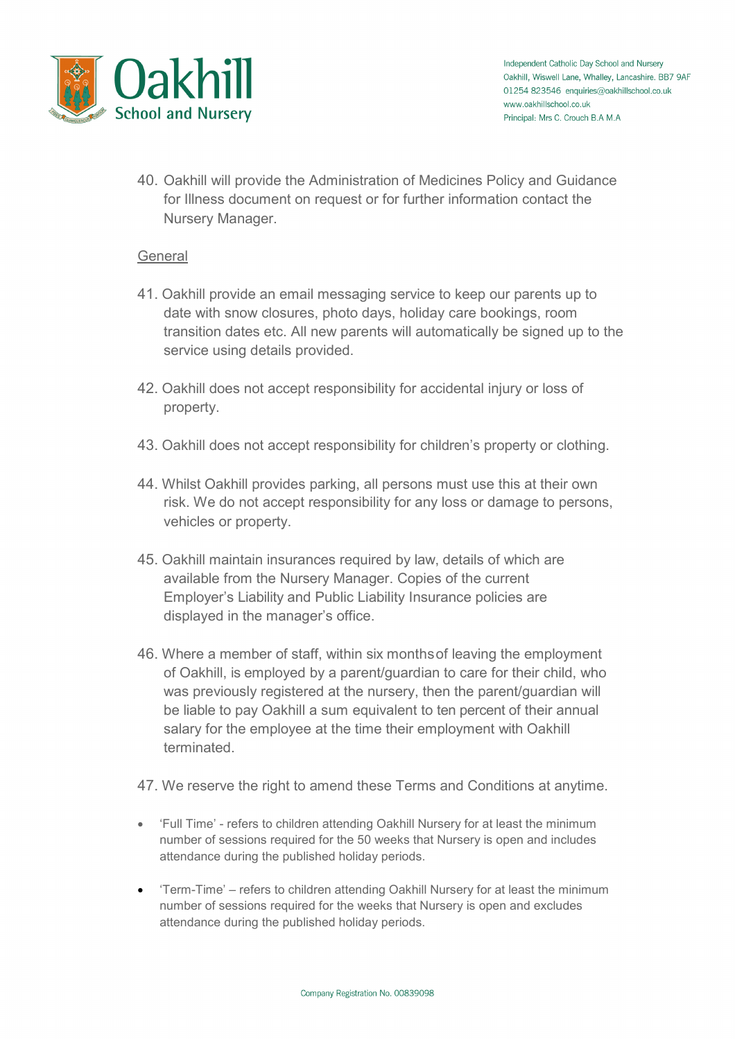40. Oakhill will provide the Administration of Medicines Policy and Guidance for Illness document on request or for further information contact the Nursery Manager.

General

41. Oakhill provide an email messaging service to keep our parents up to date with snow closures, photo days, holiday care bookings, room transition dates etc. All new parents will automatically be signed up to the service using details provided.

42. Oakhill does not accept responsibility for accidental injury or loss of property.

43. Oakhill does not accept responsibility for children's property or clothing.

44. Whilst Oakhill provides parking, all persons must use this at their own risk. We do not accept responsibility for any loss or damage to persons, vehicles or property.

45. Oakhill maintain insurances required by law, details of which are available from the Nursery Manager. Copies of the current Employer's Liability and Public Liability Insurance policies are displayed in the manager's office.

46. Where a member of staff, within six months of leaving the employment of Oakhill, is employed by a parent/guardian to care for their child, who was previously registered at the nursery, then the parent/guardian will be liable to pay Oakhill a sum equivalent to ten percent of their annual salary for the employee at the time their employment with Oakhill terminated.

47. We reserve the right to amend these Terms and Conditions at anytime.

- 'Full Time' - refers to children attending Oakhill Nursery for at least the minimum number of sessions required for the 50 weeks that Nursery is open and includes attendance during the published holiday periods.

- 'Term-Time' – refers to children attending Oakhill Nursery for at least the minimum number of sessions required for the weeks that Nursery is open and excludes attendance during the published holiday periods.